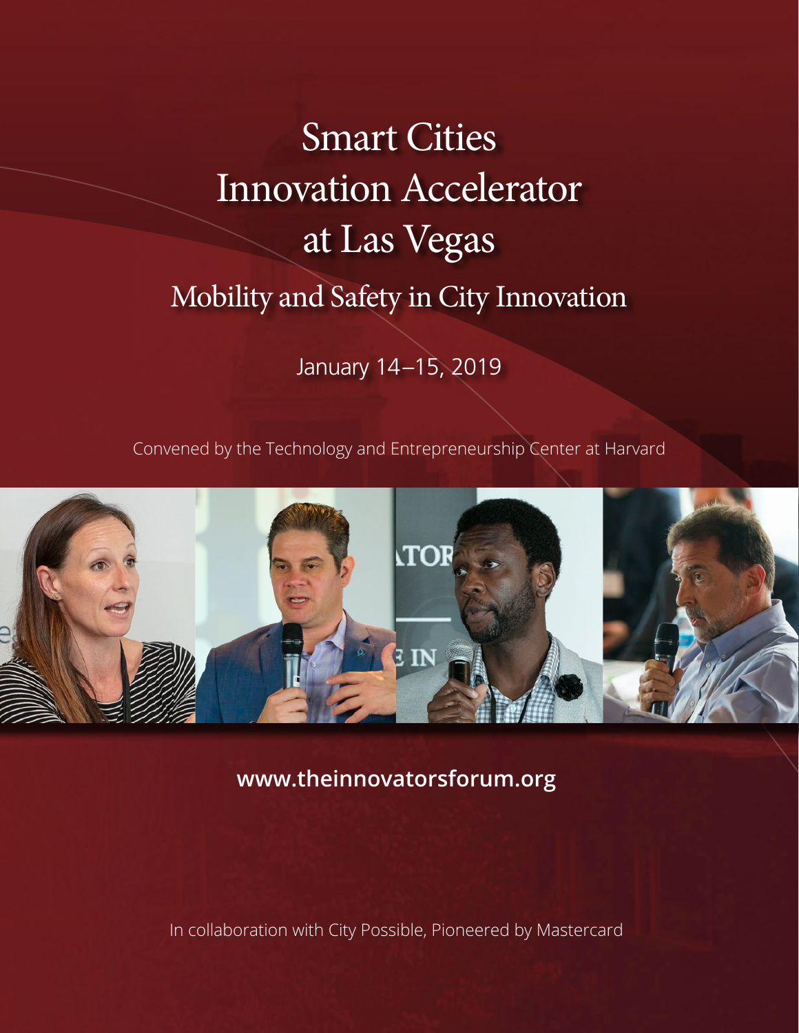# Smart Cities Innovation Accelerator at Las Vegas

## Mobility and Safety in City Innovation

January 14–15, 2019

Convened by the Technology and Entrepreneurship Center at Harvard

**www.theinnovatorsforum.org**

In collaboration with City Possible, Pioneered by Mastercard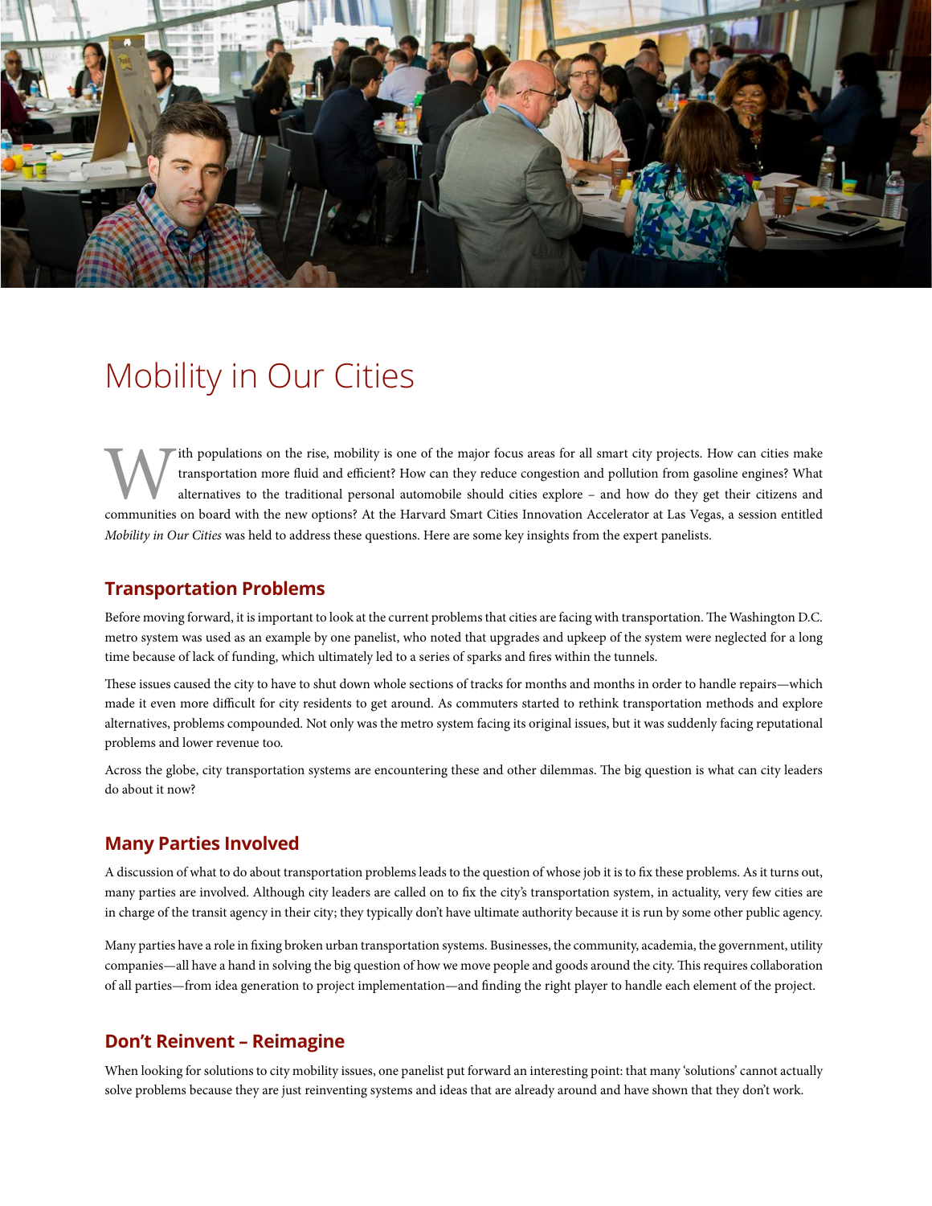# Mobility in Our Cities

With populations on the rise, mobility is one of the major focus areas for all smart city projects. How can cities make transportation more fluid and efficient? How can they reduce congestion and pollution from gasoline engines? What alternatives to the traditional personal automobile should cities explore – and how do they get their citizens and communities on board with the new options? At the Harvard Smart Cities Innovation Accelerator at Las Vegas, a session entitled *Mobility in Our Cities* was held to address these questions. Here are some key insights from the expert panelists.

## Transportation Problems

Before moving forward, it is important to look at the current problems that cities are facing with transportation. The Washington D.C. metro system was used as an example by one panelist, who noted that upgrades and upkeep of the system were neglected for a long time because of lack of funding, which ultimately led to a series of sparks and fires within the tunnels.

These issues caused the city to have to shut down whole sections of tracks for months and months in order to handle repairs—which made it even more difficult for city residents to get around. As commuters started to rethink transportation methods and explore alternatives, problems compounded. Not only was the metro system facing its original issues, but it was suddenly facing reputational problems and lower revenue too.

Across the globe, city transportation systems are encountering these and other dilemmas. The big question is what can city leaders do about it now?

## Many Parties Involved

A discussion of what to do about transportation problems leads to the question of whose job it is to fix these problems. As it turns out, many parties are involved. Although city leaders are called on to fix the city's transportation system, in actuality, very few cities are in charge of the transit agency in their city; they typically don't have ultimate authority because it is run by some other public agency.

Many parties have a role in fixing broken urban transportation systems. Businesses, the community, academia, the government, utility companies—all have a hand in solving the big question of how we move people and goods around the city. This requires collaboration of all parties—from idea generation to project implementation—and finding the right player to handle each element of the project.

## Don't Reinvent – Reimagine

When looking for solutions to city mobility issues, one panelist put forward an interesting point: that many 'solutions' cannot actually solve problems because they are just reinventing systems and ideas that are already around and have shown that they don't work.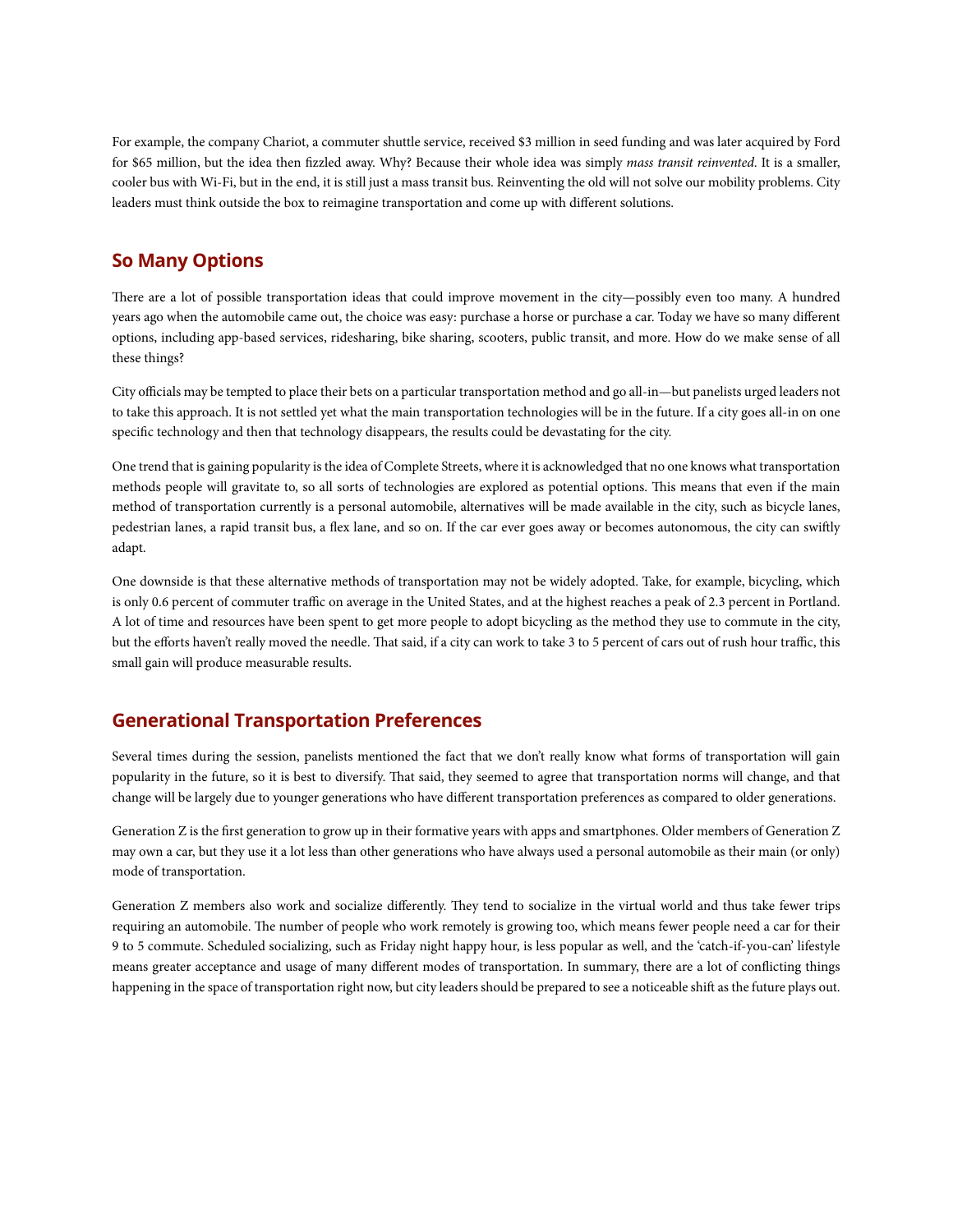For example, the company Chariot, a commuter shuttle service, received $3 million in seed funding and was later acquired by Ford for $65 million, but the idea then fizzled away. Why? Because their whole idea was simply *mass transit reinvented*. It is a smaller, cooler bus with Wi-Fi, but in the end, it is still just a mass transit bus. Reinventing the old will not solve our mobility problems. City leaders must think outside the box to reimagine transportation and come up with different solutions.

## So Many Options

There are a lot of possible transportation ideas that could improve movement in the city—possibly even too many. A hundred years ago when the automobile came out, the choice was easy: purchase a horse or purchase a car. Today we have so many different options, including app-based services, ridesharing, bike sharing, scooters, public transit, and more. How do we make sense of all these things?

City officials may be tempted to place their bets on a particular transportation method and go all-in—but panelists urged leaders not to take this approach. It is not settled yet what the main transportation technologies will be in the future. If a city goes all-in on one specific technology and then that technology disappears, the results could be devastating for the city.

One trend that is gaining popularity is the idea of Complete Streets, where it is acknowledged that no one knows what transportation methods people will gravitate to, so all sorts of technologies are explored as potential options. This means that even if the main method of transportation currently is a personal automobile, alternatives will be made available in the city, such as bicycle lanes, pedestrian lanes, a rapid transit bus, a flex lane, and so on. If the car ever goes away or becomes autonomous, the city can swiftly adapt.

One downside is that these alternative methods of transportation may not be widely adopted. Take, for example, bicycling, which is only 0.6 percent of commuter traffic on average in the United States, and at the highest reaches a peak of 2.3 percent in Portland. A lot of time and resources have been spent to get more people to adopt bicycling as the method they use to commute in the city, but the efforts haven't really moved the needle. That said, if a city can work to take 3 to 5 percent of cars out of rush hour traffic, this small gain will produce measurable results.

## Generational Transportation Preferences

Several times during the session, panelists mentioned the fact that we don't really know what forms of transportation will gain popularity in the future, so it is best to diversify. That said, they seemed to agree that transportation norms will change, and that change will be largely due to younger generations who have different transportation preferences as compared to older generations.

Generation Z is the first generation to grow up in their formative years with apps and smartphones. Older members of Generation Z may own a car, but they use it a lot less than other generations who have always used a personal automobile as their main (or only) mode of transportation.

Generation Z members also work and socialize differently. They tend to socialize in the virtual world and thus take fewer trips requiring an automobile. The number of people who work remotely is growing too, which means fewer people need a car for their 9 to 5 commute. Scheduled socializing, such as Friday night happy hour, is less popular as well, and the 'catch-if-you-can' lifestyle means greater acceptance and usage of many different modes of transportation. In summary, there are a lot of conflicting things happening in the space of transportation right now, but city leaders should be prepared to see a noticeable shift as the future plays out.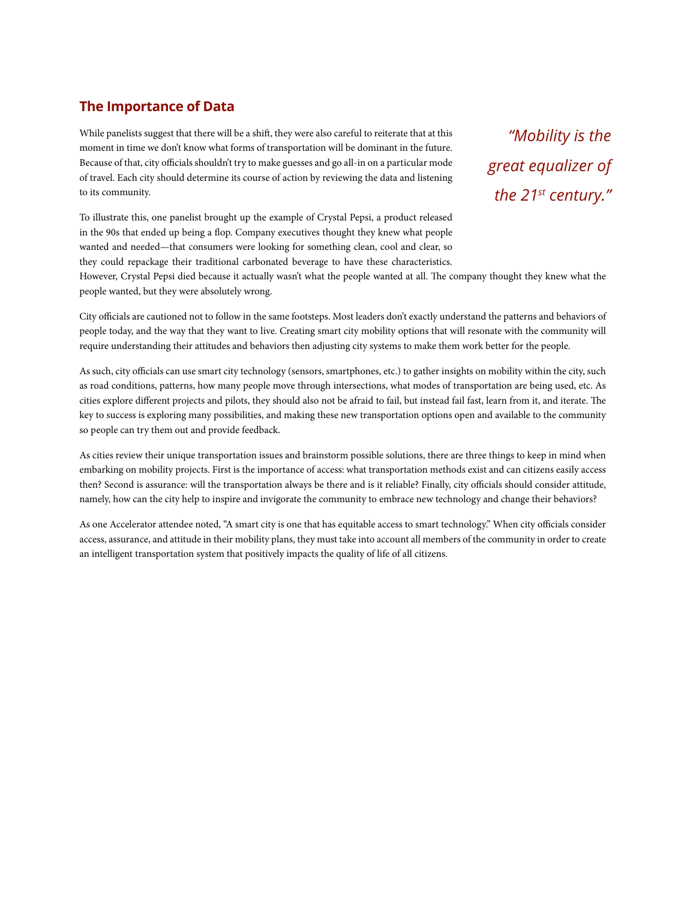## The Importance of Data

> *"Mobility is the great equalizer of the 21st century."*

While panelists suggest that there will be a shift, they were also careful to reiterate that at this moment in time we don't know what forms of transportation will be dominant in the future. Because of that, city officials shouldn't try to make guesses and go all-in on a particular mode of travel. Each city should determine its course of action by reviewing the data and listening to its community.

To illustrate this, one panelist brought up the example of Crystal Pepsi, a product released in the 90s that ended up being a flop. Company executives thought they knew what people wanted and needed—that consumers were looking for something clean, cool and clear, so they could repackage their traditional carbonated beverage to have these characteristics. However, Crystal Pepsi died because it actually wasn't what the people wanted at all. The company thought they knew what the people wanted, but they were absolutely wrong.

City officials are cautioned not to follow in the same footsteps. Most leaders don't exactly understand the patterns and behaviors of people today, and the way that they want to live. Creating smart city mobility options that will resonate with the community will require understanding their attitudes and behaviors then adjusting city systems to make them work better for the people.

As such, city officials can use smart city technology (sensors, smartphones, etc.) to gather insights on mobility within the city, such as road conditions, patterns, how many people move through intersections, what modes of transportation are being used, etc. As cities explore different projects and pilots, they should also not be afraid to fail, but instead fail fast, learn from it, and iterate. The key to success is exploring many possibilities, and making these new transportation options open and available to the community so people can try them out and provide feedback.

As cities review their unique transportation issues and brainstorm possible solutions, there are three things to keep in mind when embarking on mobility projects. First is the importance of access: what transportation methods exist and can citizens easily access then? Second is assurance: will the transportation always be there and is it reliable? Finally, city officials should consider attitude, namely, how can the city help to inspire and invigorate the community to embrace new technology and change their behaviors?

As one Accelerator attendee noted, "A smart city is one that has equitable access to smart technology." When city officials consider access, assurance, and attitude in their mobility plans, they must take into account all members of the community in order to create an intelligent transportation system that positively impacts the quality of life of all citizens.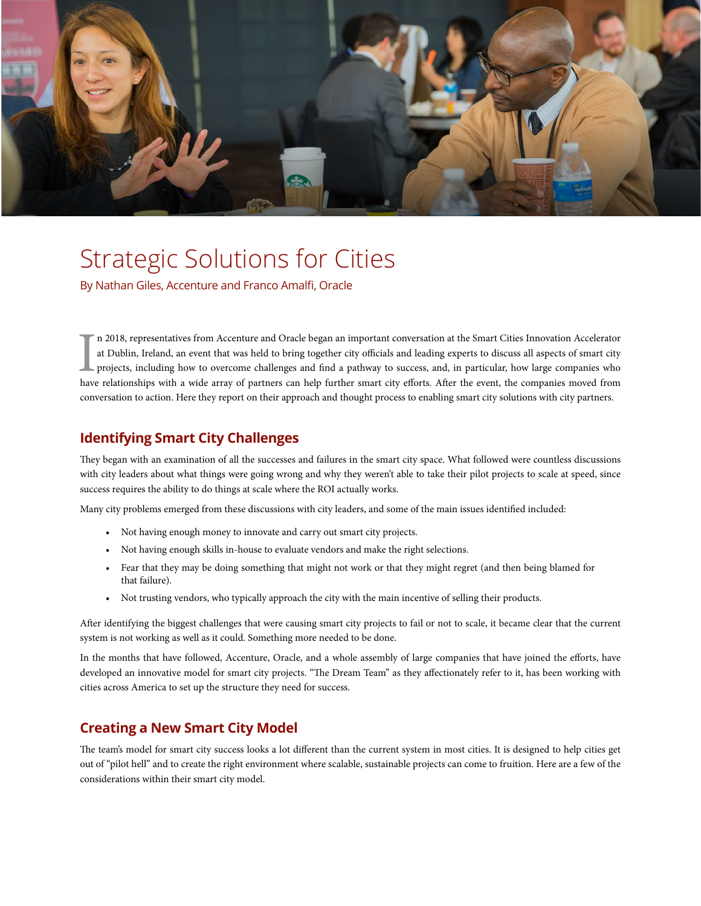# Strategic Solutions for Cities

By Nathan Giles, Accenture and Franco Amalfi, Oracle

In 2018, representatives from Accenture and Oracle began an important conversation at the Smart Cities Innovation Accelerator at Dublin, Ireland, an event that was held to bring together city officials and leading experts to discuss all aspects of smart city projects, including how to overcome challenges and find a pathway to success, and, in particular, how large companies who have relationships with a wide array of partners can help further smart city efforts. After the event, the companies moved from conversation to action. Here they report on their approach and thought process to enabling smart city solutions with city partners.

## Identifying Smart City Challenges

They began with an examination of all the successes and failures in the smart city space. What followed were countless discussions with city leaders about what things were going wrong and why they weren't able to take their pilot projects to scale at speed, since success requires the ability to do things at scale where the ROI actually works.

Many city problems emerged from these discussions with city leaders, and some of the main issues identified included:

- Not having enough money to innovate and carry out smart city projects.
- Not having enough skills in-house to evaluate vendors and make the right selections.
- Fear that they may be doing something that might not work or that they might regret (and then being blamed for that failure).
- Not trusting vendors, who typically approach the city with the main incentive of selling their products.

After identifying the biggest challenges that were causing smart city projects to fail or not to scale, it became clear that the current system is not working as well as it could. Something more needed to be done.

In the months that have followed, Accenture, Oracle, and a whole assembly of large companies that have joined the efforts, have developed an innovative model for smart city projects. "The Dream Team" as they affectionately refer to it, has been working with cities across America to set up the structure they need for success.

## Creating a New Smart City Model

The team's model for smart city success looks a lot different than the current system in most cities. It is designed to help cities get out of "pilot hell" and to create the right environment where scalable, sustainable projects can come to fruition. Here are a few of the considerations within their smart city model.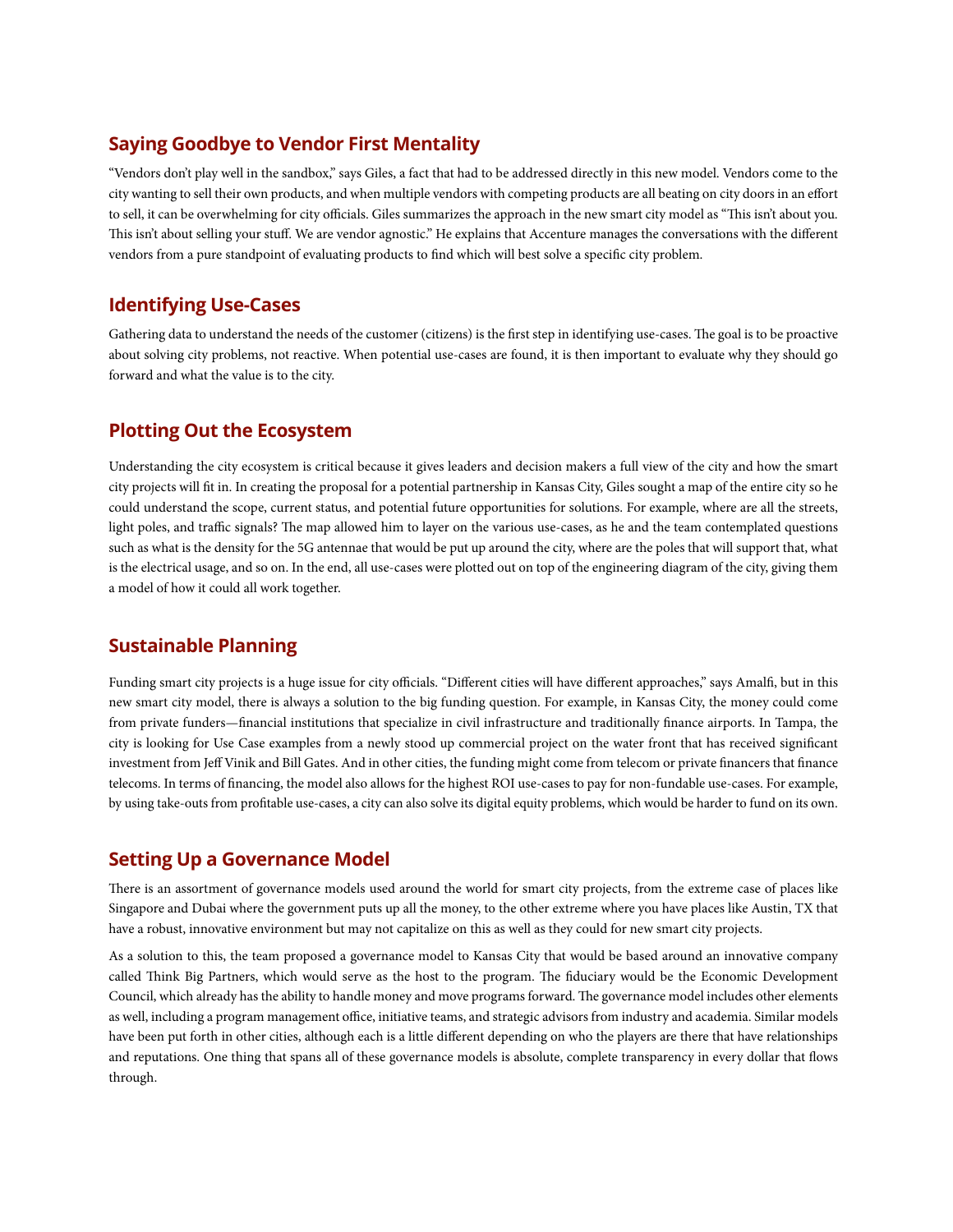## Saying Goodbye to Vendor First Mentality

"Vendors don't play well in the sandbox," says Giles, a fact that had to be addressed directly in this new model. Vendors come to the city wanting to sell their own products, and when multiple vendors with competing products are all beating on city doors in an effort to sell, it can be overwhelming for city officials. Giles summarizes the approach in the new smart city model as "This isn't about you. This isn't about selling your stuff. We are vendor agnostic." He explains that Accenture manages the conversations with the different vendors from a pure standpoint of evaluating products to find which will best solve a specific city problem.

## Identifying Use-Cases

Gathering data to understand the needs of the customer (citizens) is the first step in identifying use-cases. The goal is to be proactive about solving city problems, not reactive. When potential use-cases are found, it is then important to evaluate why they should go forward and what the value is to the city.

## Plotting Out the Ecosystem

Understanding the city ecosystem is critical because it gives leaders and decision makers a full view of the city and how the smart city projects will fit in. In creating the proposal for a potential partnership in Kansas City, Giles sought a map of the entire city so he could understand the scope, current status, and potential future opportunities for solutions. For example, where are all the streets, light poles, and traffic signals? The map allowed him to layer on the various use-cases, as he and the team contemplated questions such as what is the density for the 5G antennae that would be put up around the city, where are the poles that will support that, what is the electrical usage, and so on. In the end, all use-cases were plotted out on top of the engineering diagram of the city, giving them a model of how it could all work together.

## Sustainable Planning

Funding smart city projects is a huge issue for city officials. "Different cities will have different approaches," says Amalfi, but in this new smart city model, there is always a solution to the big funding question. For example, in Kansas City, the money could come from private funders—financial institutions that specialize in civil infrastructure and traditionally finance airports. In Tampa, the city is looking for Use Case examples from a newly stood up commercial project on the water front that has received significant investment from Jeff Vinik and Bill Gates. And in other cities, the funding might come from telecom or private financers that finance telecoms. In terms of financing, the model also allows for the highest ROI use-cases to pay for non-fundable use-cases. For example, by using take-outs from profitable use-cases, a city can also solve its digital equity problems, which would be harder to fund on its own.

## Setting Up a Governance Model

There is an assortment of governance models used around the world for smart city projects, from the extreme case of places like Singapore and Dubai where the government puts up all the money, to the other extreme where you have places like Austin, TX that have a robust, innovative environment but may not capitalize on this as well as they could for new smart city projects.

As a solution to this, the team proposed a governance model to Kansas City that would be based around an innovative company called Think Big Partners, which would serve as the host to the program. The fiduciary would be the Economic Development Council, which already has the ability to handle money and move programs forward. The governance model includes other elements as well, including a program management office, initiative teams, and strategic advisors from industry and academia. Similar models have been put forth in other cities, although each is a little different depending on who the players are there that have relationships and reputations. One thing that spans all of these governance models is absolute, complete transparency in every dollar that flows through.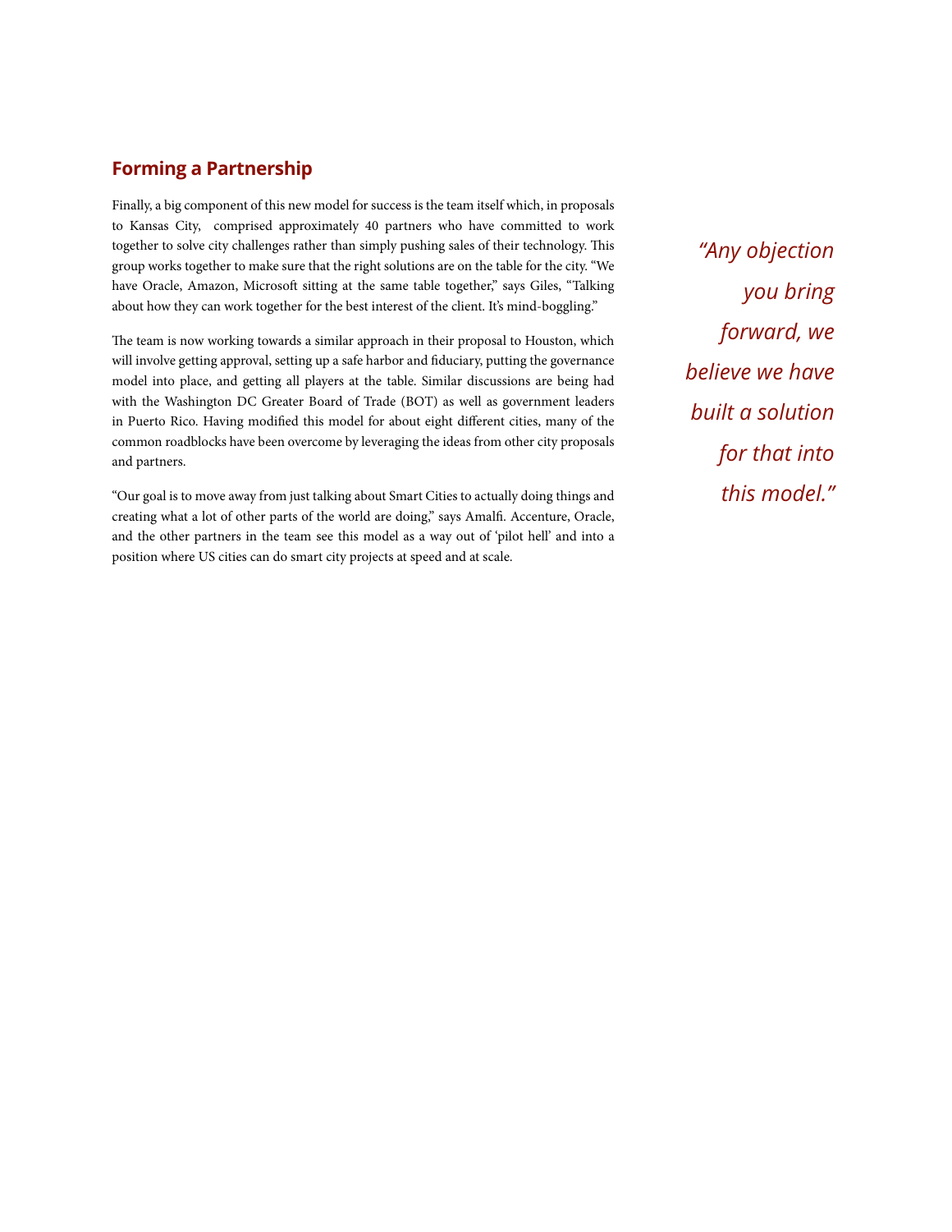## Forming a Partnership

Finally, a big component of this new model for success is the team itself which, in proposals to Kansas City, comprised approximately 40 partners who have committed to work together to solve city challenges rather than simply pushing sales of their technology. This group works together to make sure that the right solutions are on the table for the city. "We have Oracle, Amazon, Microsoft sitting at the same table together," says Giles, "Talking about how they can work together for the best interest of the client. It's mind-boggling."

The team is now working towards a similar approach in their proposal to Houston, which will involve getting approval, setting up a safe harbor and fiduciary, putting the governance model into place, and getting all players at the table. Similar discussions are being had with the Washington DC Greater Board of Trade (BOT) as well as government leaders in Puerto Rico. Having modified this model for about eight different cities, many of the common roadblocks have been overcome by leveraging the ideas from other city proposals and partners.

"Our goal is to move away from just talking about Smart Cities to actually doing things and creating what a lot of other parts of the world are doing," says Amalfi. Accenture, Oracle, and the other partners in the team see this model as a way out of 'pilot hell' and into a position where US cities can do smart city projects at speed and at scale.

*"Any objection you bring forward, we believe we have built a solution for that into this model."*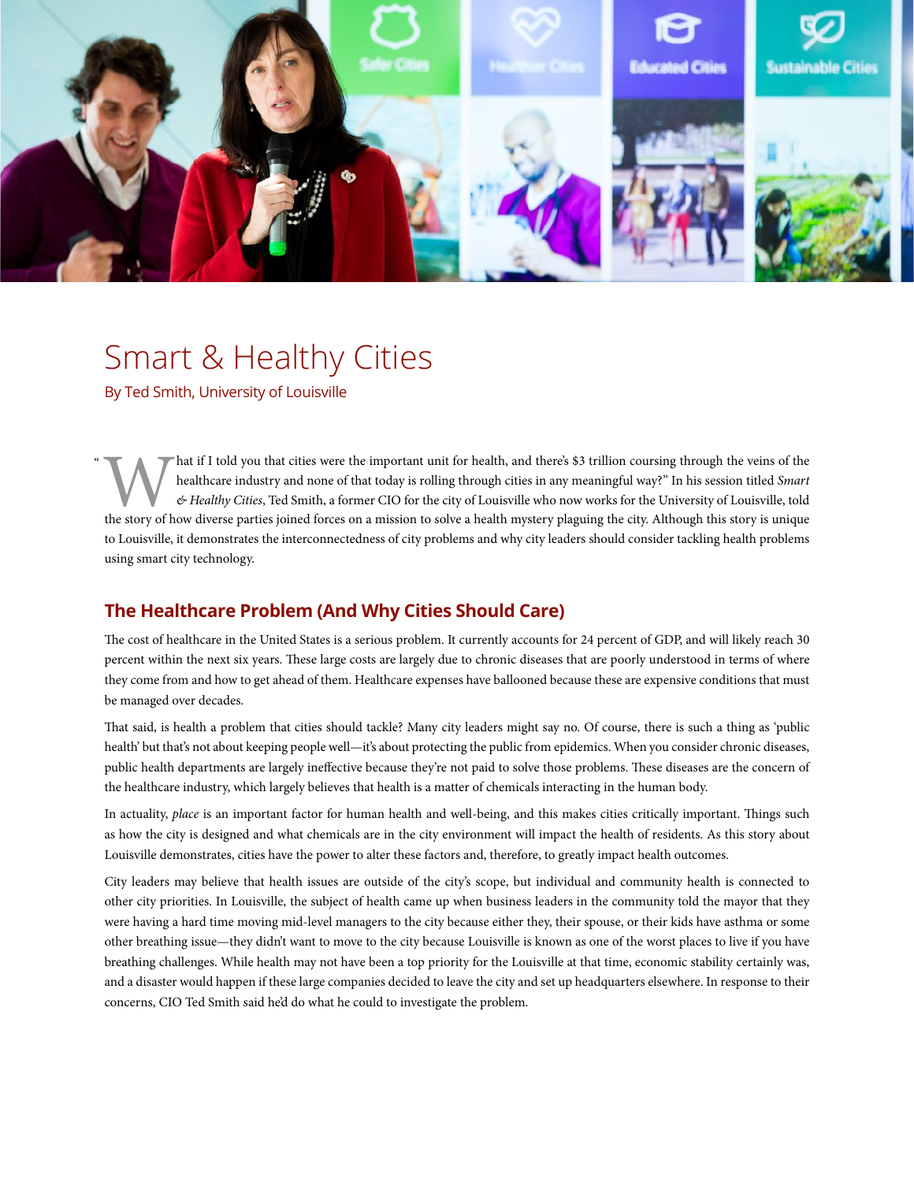# Smart & Healthy Cities

By Ted Smith, University of Louisville

"What if I told you that cities were the important unit for health, and there's $3 trillion coursing through the veins of the healthcare industry and none of that today is rolling through cities in any meaningful way?" In his session titled *Smart & Healthy Cities*, Ted Smith, a former CIO for the city of Louisville who now works for the University of Louisville, told the story of how diverse parties joined forces on a mission to solve a health mystery plaguing the city. Although this story is unique to Louisville, it demonstrates the interconnectedness of city problems and why city leaders should consider tackling health problems using smart city technology.

## The Healthcare Problem (And Why Cities Should Care)

The cost of healthcare in the United States is a serious problem. It currently accounts for 24 percent of GDP, and will likely reach 30 percent within the next six years. These large costs are largely due to chronic diseases that are poorly understood in terms of where they come from and how to get ahead of them. Healthcare expenses have ballooned because these are expensive conditions that must be managed over decades.

That said, is health a problem that cities should tackle? Many city leaders might say no. Of course, there is such a thing as 'public health' but that's not about keeping people well—it's about protecting the public from epidemics. When you consider chronic diseases, public health departments are largely ineffective because they're not paid to solve those problems. These diseases are the concern of the healthcare industry, which largely believes that health is a matter of chemicals interacting in the human body.

In actuality, *place* is an important factor for human health and well-being, and this makes cities critically important. Things such as how the city is designed and what chemicals are in the city environment will impact the health of residents. As this story about Louisville demonstrates, cities have the power to alter these factors and, therefore, to greatly impact health outcomes.

City leaders may believe that health issues are outside of the city's scope, but individual and community health is connected to other city priorities. In Louisville, the subject of health came up when business leaders in the community told the mayor that they were having a hard time moving mid-level managers to the city because either they, their spouse, or their kids have asthma or some other breathing issue—they didn't want to move to the city because Louisville is known as one of the worst places to live if you have breathing challenges. While health may not have been a top priority for the Louisville at that time, economic stability certainly was, and a disaster would happen if these large companies decided to leave the city and set up headquarters elsewhere. In response to their concerns, CIO Ted Smith said he'd do what he could to investigate the problem.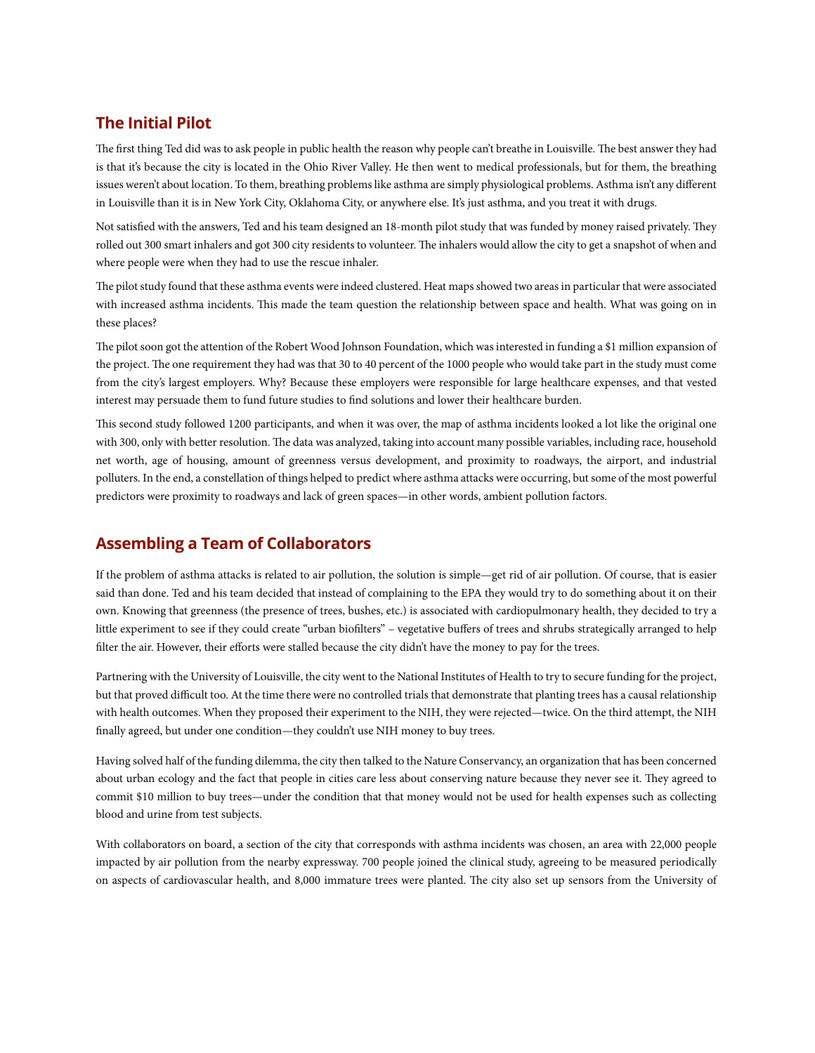## The Initial Pilot

The first thing Ted did was to ask people in public health the reason why people can't breathe in Louisville. The best answer they had is that it's because the city is located in the Ohio River Valley. He then went to medical professionals, but for them, the breathing issues weren't about location. To them, breathing problems like asthma are simply physiological problems. Asthma isn't any different in Louisville than it is in New York City, Oklahoma City, or anywhere else. It's just asthma, and you treat it with drugs.

Not satisfied with the answers, Ted and his team designed an 18-month pilot study that was funded by money raised privately. They rolled out 300 smart inhalers and got 300 city residents to volunteer. The inhalers would allow the city to get a snapshot of when and where people were when they had to use the rescue inhaler.

The pilot study found that these asthma events were indeed clustered. Heat maps showed two areas in particular that were associated with increased asthma incidents. This made the team question the relationship between space and health. What was going on in these places?

The pilot soon got the attention of the Robert Wood Johnson Foundation, which was interested in funding a $1 million expansion of the project. The one requirement they had was that 30 to 40 percent of the 1000 people who would take part in the study must come from the city's largest employers. Why? Because these employers were responsible for large healthcare expenses, and that vested interest may persuade them to fund future studies to find solutions and lower their healthcare burden.

This second study followed 1200 participants, and when it was over, the map of asthma incidents looked a lot like the original one with 300, only with better resolution. The data was analyzed, taking into account many possible variables, including race, household net worth, age of housing, amount of greenness versus development, and proximity to roadways, the airport, and industrial polluters. In the end, a constellation of things helped to predict where asthma attacks were occurring, but some of the most powerful predictors were proximity to roadways and lack of green spaces—in other words, ambient pollution factors.

## Assembling a Team of Collaborators

If the problem of asthma attacks is related to air pollution, the solution is simple—get rid of air pollution. Of course, that is easier said than done. Ted and his team decided that instead of complaining to the EPA they would try to do something about it on their own. Knowing that greenness (the presence of trees, bushes, etc.) is associated with cardiopulmonary health, they decided to try a little experiment to see if they could create "urban biofilters" – vegetative buffers of trees and shrubs strategically arranged to help filter the air. However, their efforts were stalled because the city didn't have the money to pay for the trees.

Partnering with the University of Louisville, the city went to the National Institutes of Health to try to secure funding for the project, but that proved difficult too. At the time there were no controlled trials that demonstrate that planting trees has a causal relationship with health outcomes. When they proposed their experiment to the NIH, they were rejected—twice. On the third attempt, the NIH finally agreed, but under one condition—they couldn't use NIH money to buy trees.

Having solved half of the funding dilemma, the city then talked to the Nature Conservancy, an organization that has been concerned about urban ecology and the fact that people in cities care less about conserving nature because they never see it. They agreed to commit $10 million to buy trees—under the condition that that money would not be used for health expenses such as collecting blood and urine from test subjects.

With collaborators on board, a section of the city that corresponds with asthma incidents was chosen, an area with 22,000 people impacted by air pollution from the nearby expressway. 700 people joined the clinical study, agreeing to be measured periodically on aspects of cardiovascular health, and 8,000 immature trees were planted. The city also set up sensors from the University of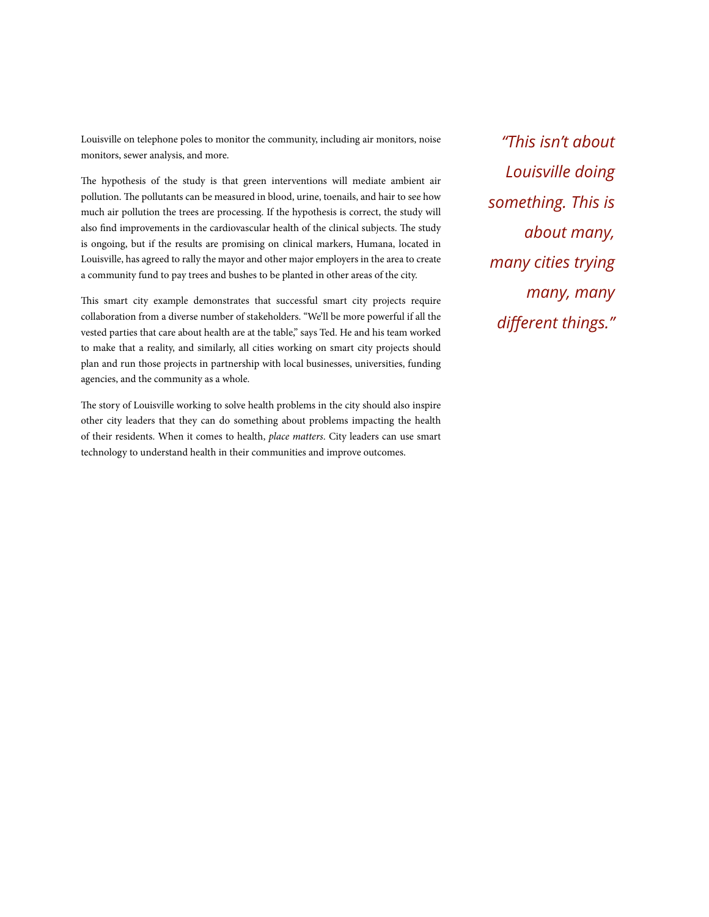Louisville on telephone poles to monitor the community, including air monitors, noise monitors, sewer analysis, and more.

The hypothesis of the study is that green interventions will mediate ambient air pollution. The pollutants can be measured in blood, urine, toenails, and hair to see how much air pollution the trees are processing. If the hypothesis is correct, the study will also find improvements in the cardiovascular health of the clinical subjects. The study is ongoing, but if the results are promising on clinical markers, Humana, located in Louisville, has agreed to rally the mayor and other major employers in the area to create a community fund to pay trees and bushes to be planted in other areas of the city.

*"This isn't about Louisville doing something. This is about many, many cities trying many, many different things."*

This smart city example demonstrates that successful smart city projects require collaboration from a diverse number of stakeholders. "We'll be more powerful if all the vested parties that care about health are at the table," says Ted. He and his team worked to make that a reality, and similarly, all cities working on smart city projects should plan and run those projects in partnership with local businesses, universities, funding agencies, and the community as a whole.

The story of Louisville working to solve health problems in the city should also inspire other city leaders that they can do something about problems impacting the health of their residents. When it comes to health, *place matters*. City leaders can use smart technology to understand health in their communities and improve outcomes.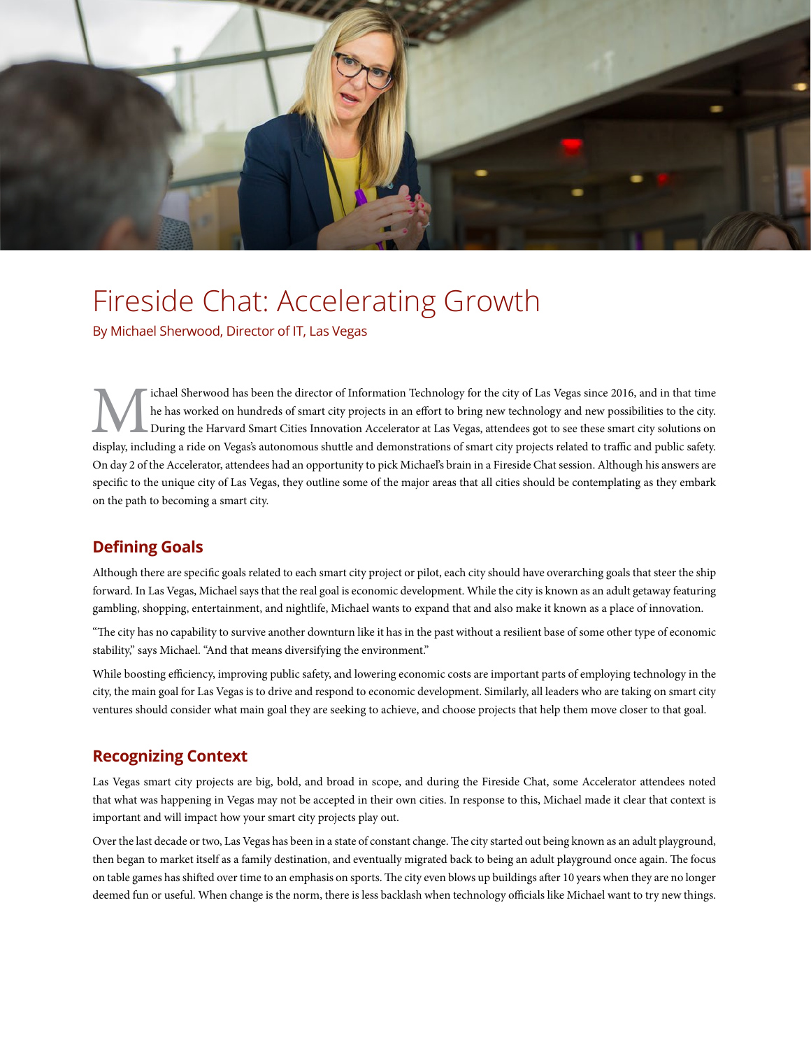# Fireside Chat: Accelerating Growth

By Michael Sherwood, Director of IT, Las Vegas

Michael Sherwood has been the director of Information Technology for the city of Las Vegas since 2016, and in that time he has worked on hundreds of smart city projects in an effort to bring new technology and new possibilities to the city. During the Harvard Smart Cities Innovation Accelerator at Las Vegas, attendees got to see these smart city solutions on display, including a ride on Vegas's autonomous shuttle and demonstrations of smart city projects related to traffic and public safety. On day 2 of the Accelerator, attendees had an opportunity to pick Michael's brain in a Fireside Chat session. Although his answers are specific to the unique city of Las Vegas, they outline some of the major areas that all cities should be contemplating as they embark on the path to becoming a smart city.

## Defining Goals

Although there are specific goals related to each smart city project or pilot, each city should have overarching goals that steer the ship forward. In Las Vegas, Michael says that the real goal is economic development. While the city is known as an adult getaway featuring gambling, shopping, entertainment, and nightlife, Michael wants to expand that and also make it known as a place of innovation.

"The city has no capability to survive another downturn like it has in the past without a resilient base of some other type of economic stability," says Michael. "And that means diversifying the environment."

While boosting efficiency, improving public safety, and lowering economic costs are important parts of employing technology in the city, the main goal for Las Vegas is to drive and respond to economic development. Similarly, all leaders who are taking on smart city ventures should consider what main goal they are seeking to achieve, and choose projects that help them move closer to that goal.

## Recognizing Context

Las Vegas smart city projects are big, bold, and broad in scope, and during the Fireside Chat, some Accelerator attendees noted that what was happening in Vegas may not be accepted in their own cities. In response to this, Michael made it clear that context is important and will impact how your smart city projects play out.

Over the last decade or two, Las Vegas has been in a state of constant change. The city started out being known as an adult playground, then began to market itself as a family destination, and eventually migrated back to being an adult playground once again. The focus on table games has shifted over time to an emphasis on sports. The city even blows up buildings after 10 years when they are no longer deemed fun or useful. When change is the norm, there is less backlash when technology officials like Michael want to try new things.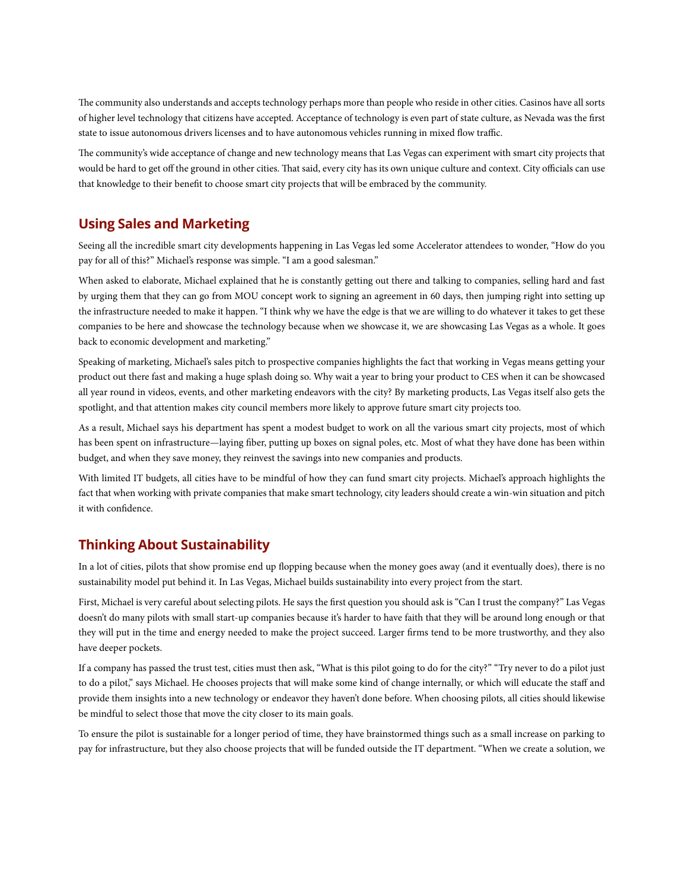The community also understands and accepts technology perhaps more than people who reside in other cities. Casinos have all sorts of higher level technology that citizens have accepted. Acceptance of technology is even part of state culture, as Nevada was the first state to issue autonomous drivers licenses and to have autonomous vehicles running in mixed flow traffic.

The community's wide acceptance of change and new technology means that Las Vegas can experiment with smart city projects that would be hard to get off the ground in other cities. That said, every city has its own unique culture and context. City officials can use that knowledge to their benefit to choose smart city projects that will be embraced by the community.

## Using Sales and Marketing

Seeing all the incredible smart city developments happening in Las Vegas led some Accelerator attendees to wonder, "How do you pay for all of this?" Michael's response was simple. "I am a good salesman."

When asked to elaborate, Michael explained that he is constantly getting out there and talking to companies, selling hard and fast by urging them that they can go from MOU concept work to signing an agreement in 60 days, then jumping right into setting up the infrastructure needed to make it happen. "I think why we have the edge is that we are willing to do whatever it takes to get these companies to be here and showcase the technology because when we showcase it, we are showcasing Las Vegas as a whole. It goes back to economic development and marketing."

Speaking of marketing, Michael's sales pitch to prospective companies highlights the fact that working in Vegas means getting your product out there fast and making a huge splash doing so. Why wait a year to bring your product to CES when it can be showcased all year round in videos, events, and other marketing endeavors with the city? By marketing products, Las Vegas itself also gets the spotlight, and that attention makes city council members more likely to approve future smart city projects too.

As a result, Michael says his department has spent a modest budget to work on all the various smart city projects, most of which has been spent on infrastructure—laying fiber, putting up boxes on signal poles, etc. Most of what they have done has been within budget, and when they save money, they reinvest the savings into new companies and products.

With limited IT budgets, all cities have to be mindful of how they can fund smart city projects. Michael's approach highlights the fact that when working with private companies that make smart technology, city leaders should create a win-win situation and pitch it with confidence.

## Thinking About Sustainability

In a lot of cities, pilots that show promise end up flopping because when the money goes away (and it eventually does), there is no sustainability model put behind it. In Las Vegas, Michael builds sustainability into every project from the start.

First, Michael is very careful about selecting pilots. He says the first question you should ask is "Can I trust the company?" Las Vegas doesn't do many pilots with small start-up companies because it's harder to have faith that they will be around long enough or that they will put in the time and energy needed to make the project succeed. Larger firms tend to be more trustworthy, and they also have deeper pockets.

If a company has passed the trust test, cities must then ask, "What is this pilot going to do for the city?" "Try never to do a pilot just to do a pilot," says Michael. He chooses projects that will make some kind of change internally, or which will educate the staff and provide them insights into a new technology or endeavor they haven't done before. When choosing pilots, all cities should likewise be mindful to select those that move the city closer to its main goals.

To ensure the pilot is sustainable for a longer period of time, they have brainstormed things such as a small increase on parking to pay for infrastructure, but they also choose projects that will be funded outside the IT department. "When we create a solution, we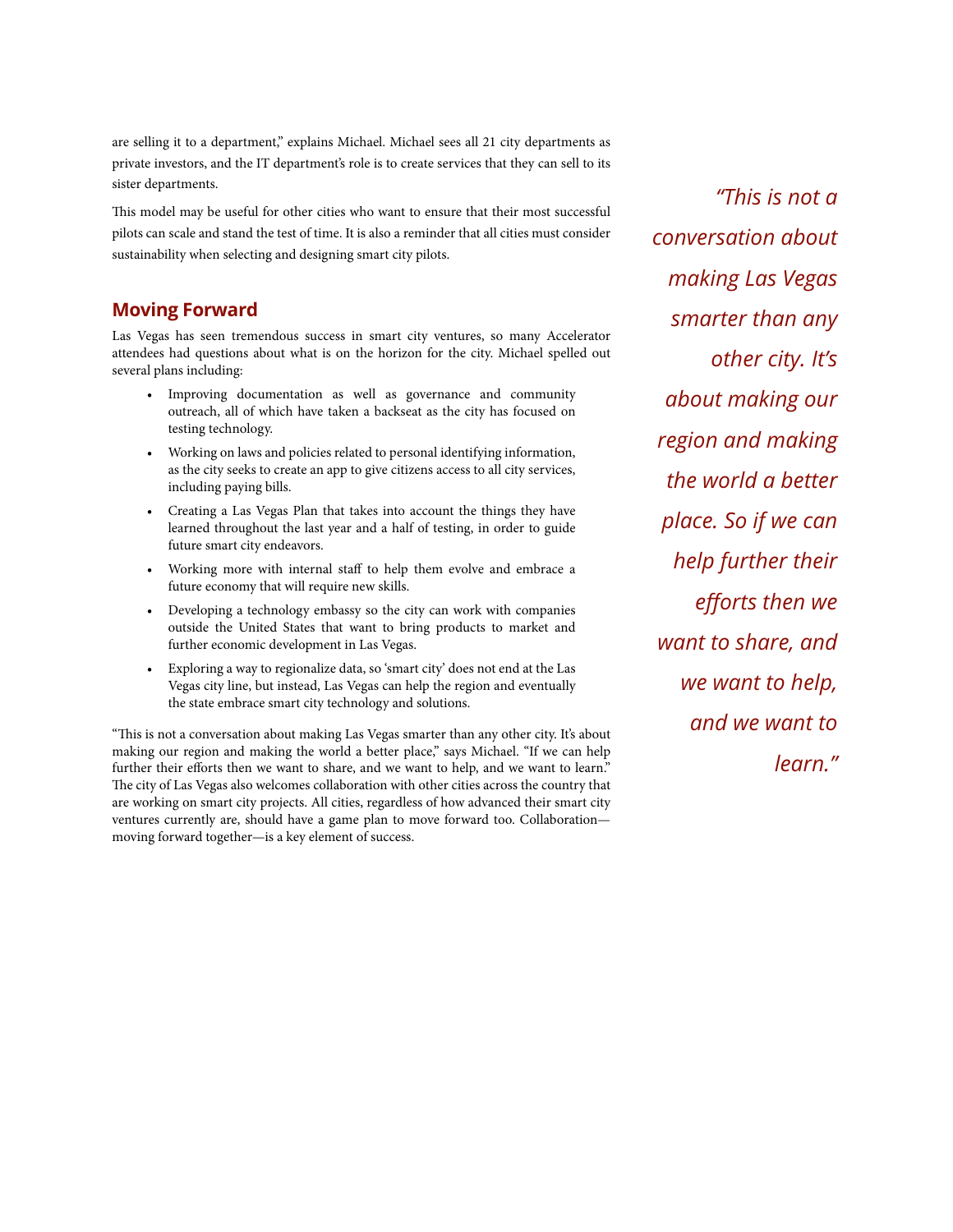are selling it to a department," explains Michael. Michael sees all 21 city departments as private investors, and the IT department's role is to create services that they can sell to its sister departments.

This model may be useful for other cities who want to ensure that their most successful pilots can scale and stand the test of time. It is also a reminder that all cities must consider sustainability when selecting and designing smart city pilots.

## Moving Forward

Las Vegas has seen tremendous success in smart city ventures, so many Accelerator attendees had questions about what is on the horizon for the city. Michael spelled out several plans including:

- Improving documentation as well as governance and community outreach, all of which have taken a backseat as the city has focused on testing technology.
- Working on laws and policies related to personal identifying information, as the city seeks to create an app to give citizens access to all city services, including paying bills.
- Creating a Las Vegas Plan that takes into account the things they have learned throughout the last year and a half of testing, in order to guide future smart city endeavors.
- Working more with internal staff to help them evolve and embrace a future economy that will require new skills.
- Developing a technology embassy so the city can work with companies outside the United States that want to bring products to market and further economic development in Las Vegas.
- Exploring a way to regionalize data, so 'smart city' does not end at the Las Vegas city line, but instead, Las Vegas can help the region and eventually the state embrace smart city technology and solutions.

"This is not a conversation about making Las Vegas smarter than any other city. It's about making our region and making the world a better place," says Michael. "If we can help further their efforts then we want to share, and we want to help, and we want to learn." The city of Las Vegas also welcomes collaboration with other cities across the country that are working on smart city projects. All cities, regardless of how advanced their smart city ventures currently are, should have a game plan to move forward too. Collaboration—moving forward together—is a key element of success.

*"This is not a conversation about making Las Vegas smarter than any other city. It's about making our region and making the world a better place. So if we can help further their efforts then we want to share, and we want to help, and we want to learn."*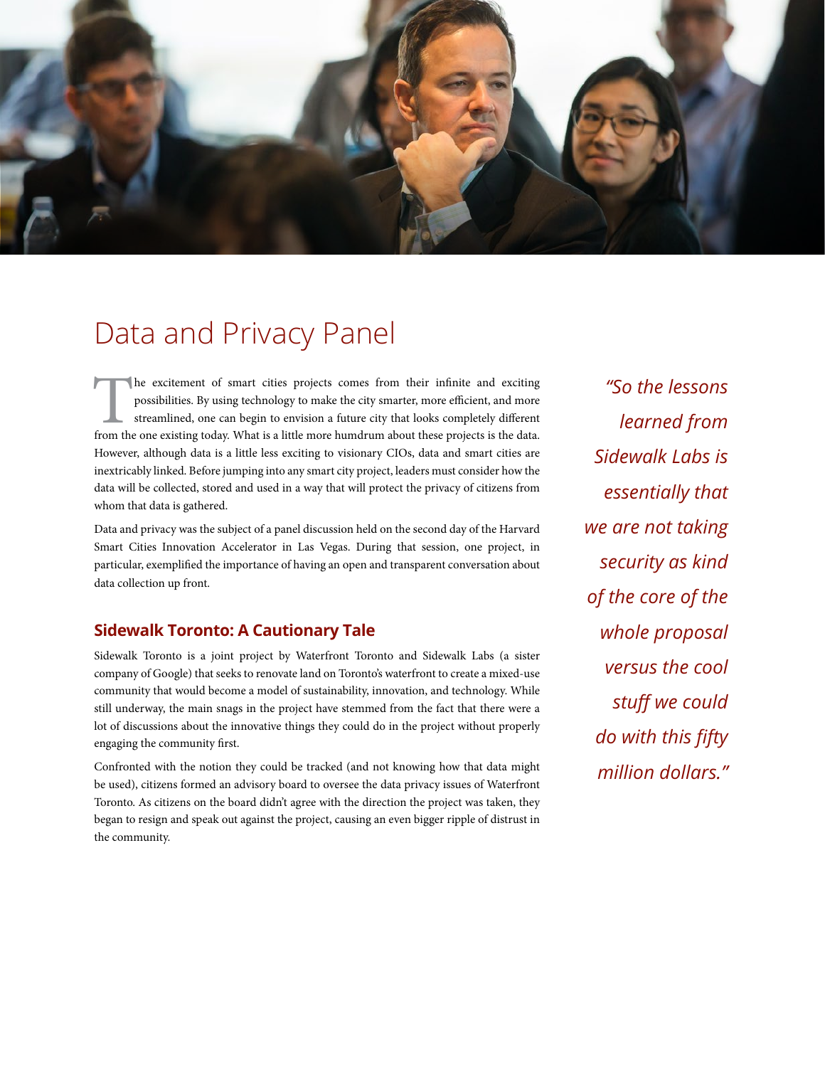# Data and Privacy Panel

The excitement of smart cities projects comes from their infinite and exciting possibilities. By using technology to make the city smarter, more efficient, and more streamlined, one can begin to envision a future city that looks completely different from the one existing today. What is a little more humdrum about these projects is the data. However, although data is a little less exciting to visionary CIOs, data and smart cities are inextricably linked. Before jumping into any smart city project, leaders must consider how the data will be collected, stored and used in a way that will protect the privacy of citizens from whom that data is gathered.

Data and privacy was the subject of a panel discussion held on the second day of the Harvard Smart Cities Innovation Accelerator in Las Vegas. During that session, one project, in particular, exemplified the importance of having an open and transparent conversation about data collection up front.

## Sidewalk Toronto: A Cautionary Tale

Sidewalk Toronto is a joint project by Waterfront Toronto and Sidewalk Labs (a sister company of Google) that seeks to renovate land on Toronto's waterfront to create a mixed-use community that would become a model of sustainability, innovation, and technology. While still underway, the main snags in the project have stemmed from the fact that there were a lot of discussions about the innovative things they could do in the project without properly engaging the community first.

Confronted with the notion they could be tracked (and not knowing how that data might be used), citizens formed an advisory board to oversee the data privacy issues of Waterfront Toronto. As citizens on the board didn't agree with the direction the project was taken, they began to resign and speak out against the project, causing an even bigger ripple of distrust in the community.

*"So the lessons learned from Sidewalk Labs is essentially that we are not taking security as kind of the core of the whole proposal versus the cool stuff we could do with this fifty million dollars."*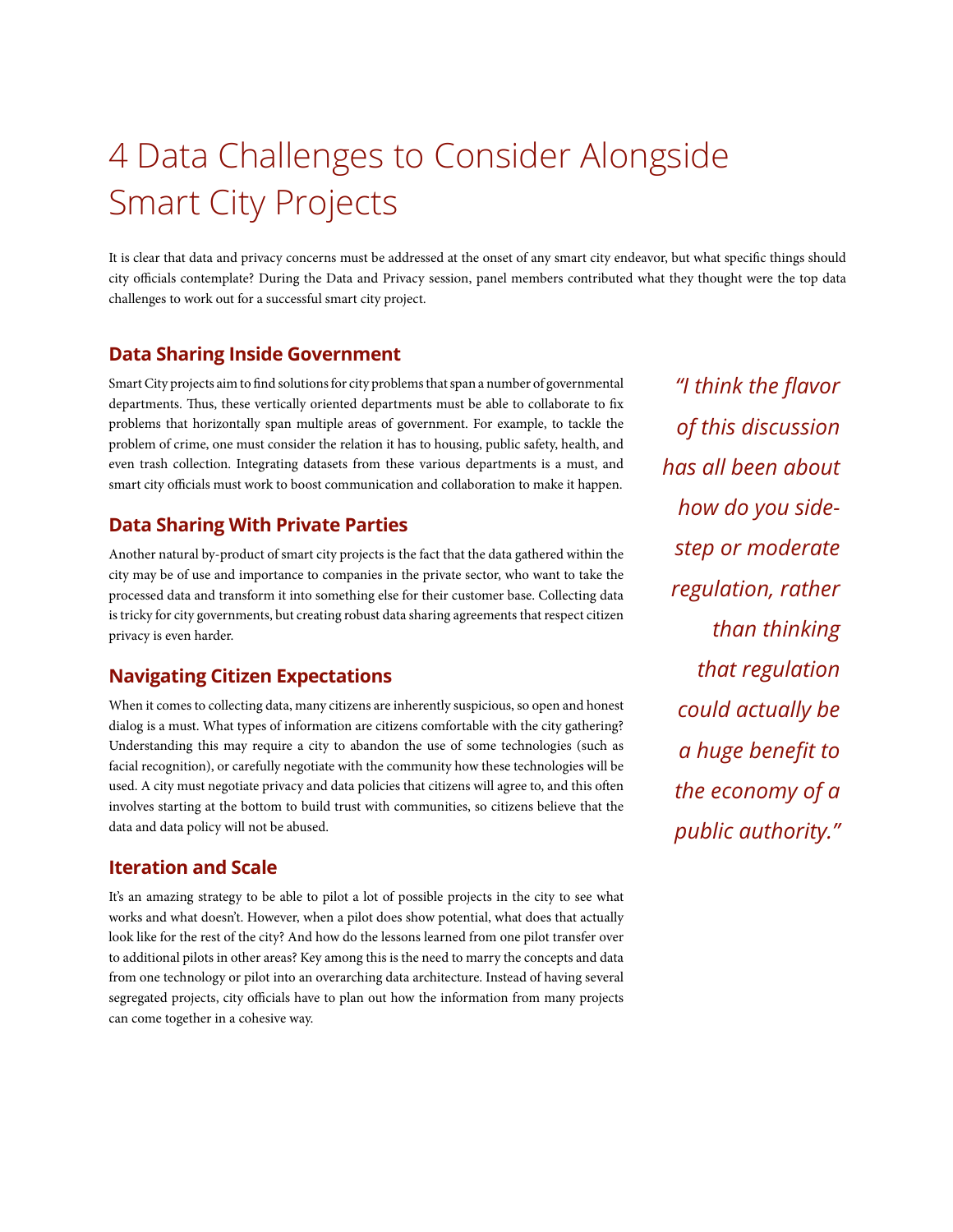# 4 Data Challenges to Consider Alongside Smart City Projects

It is clear that data and privacy concerns must be addressed at the onset of any smart city endeavor, but what specific things should city officials contemplate? During the Data and Privacy session, panel members contributed what they thought were the top data challenges to work out for a successful smart city project.

## Data Sharing Inside Government

Smart City projects aim to find solutions for city problems that span a number of governmental departments. Thus, these vertically oriented departments must be able to collaborate to fix problems that horizontally span multiple areas of government. For example, to tackle the problem of crime, one must consider the relation it has to housing, public safety, health, and even trash collection. Integrating datasets from these various departments is a must, and smart city officials must work to boost communication and collaboration to make it happen.

## Data Sharing With Private Parties

Another natural by-product of smart city projects is the fact that the data gathered within the city may be of use and importance to companies in the private sector, who want to take the processed data and transform it into something else for their customer base. Collecting data is tricky for city governments, but creating robust data sharing agreements that respect citizen privacy is even harder.

## Navigating Citizen Expectations

When it comes to collecting data, many citizens are inherently suspicious, so open and honest dialog is a must. What types of information are citizens comfortable with the city gathering? Understanding this may require a city to abandon the use of some technologies (such as facial recognition), or carefully negotiate with the community how these technologies will be used. A city must negotiate privacy and data policies that citizens will agree to, and this often involves starting at the bottom to build trust with communities, so citizens believe that the data and data policy will not be abused.

## Iteration and Scale

It's an amazing strategy to be able to pilot a lot of possible projects in the city to see what works and what doesn't. However, when a pilot does show potential, what does that actually look like for the rest of the city? And how do the lessons learned from one pilot transfer over to additional pilots in other areas? Key among this is the need to marry the concepts and data from one technology or pilot into an overarching data architecture. Instead of having several segregated projects, city officials have to plan out how the information from many projects can come together in a cohesive way.

> *"I think the flavor of this discussion has all been about how do you side-step or moderate regulation, rather than thinking that regulation could actually be a huge benefit to the economy of a public authority."*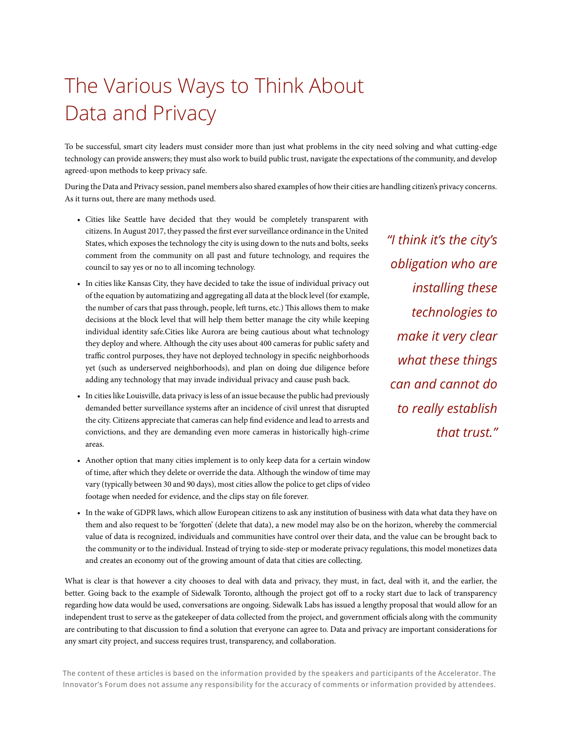# The Various Ways to Think About Data and Privacy

To be successful, smart city leaders must consider more than just what problems in the city need solving and what cutting-edge technology can provide answers; they must also work to build public trust, navigate the expectations of the community, and develop agreed-upon methods to keep privacy safe.

During the Data and Privacy session, panel members also shared examples of how their cities are handling citizen's privacy concerns. As it turns out, there are many methods used.

- Cities like Seattle have decided that they would be completely transparent with citizens. In August 2017, they passed the first ever surveillance ordinance in the United States, which exposes the technology the city is using down to the nuts and bolts, seeks comment from the community on all past and future technology, and requires the council to say yes or no to all incoming technology.
- In cities like Kansas City, they have decided to take the issue of individual privacy out of the equation by automatizing and aggregating all data at the block level (for example, the number of cars that pass through, people, left turns, etc.) This allows them to make decisions at the block level that will help them better manage the city while keeping individual identity safe.Cities like Aurora are being cautious about what technology they deploy and where. Although the city uses about 400 cameras for public safety and traffic control purposes, they have not deployed technology in specific neighborhoods yet (such as underserved neighborhoods), and plan on doing due diligence before adding any technology that may invade individual privacy and cause push back.
- In cities like Louisville, data privacy is less of an issue because the public had previously demanded better surveillance systems after an incidence of civil unrest that disrupted the city. Citizens appreciate that cameras can help find evidence and lead to arrests and convictions, and they are demanding even more cameras in historically high-crime areas.
- Another option that many cities implement is to only keep data for a certain window of time, after which they delete or override the data. Although the window of time may vary (typically between 30 and 90 days), most cities allow the police to get clips of video footage when needed for evidence, and the clips stay on file forever.
- In the wake of GDPR laws, which allow European citizens to ask any institution of business with data what data they have on them and also request to be 'forgotten' (delete that data), a new model may also be on the horizon, whereby the commercial value of data is recognized, individuals and communities have control over their data, and the value can be brought back to the community or to the individual. Instead of trying to side-step or moderate privacy regulations, this model monetizes data and creates an economy out of the growing amount of data that cities are collecting.

*"I think it's the city's obligation who are installing these technologies to make it very clear what these things can and cannot do to really establish that trust."*

What is clear is that however a city chooses to deal with data and privacy, they must, in fact, deal with it, and the earlier, the better. Going back to the example of Sidewalk Toronto, although the project got off to a rocky start due to lack of transparency regarding how data would be used, conversations are ongoing. Sidewalk Labs has issued a lengthy proposal that would allow for an independent trust to serve as the gatekeeper of data collected from the project, and government officials along with the community are contributing to that discussion to find a solution that everyone can agree to. Data and privacy are important considerations for any smart city project, and success requires trust, transparency, and collaboration.

The content of these articles is based on the information provided by the speakers and participants of the Accelerator. The Innovator's Forum does not assume any responsibility for the accuracy of comments or information provided by attendees.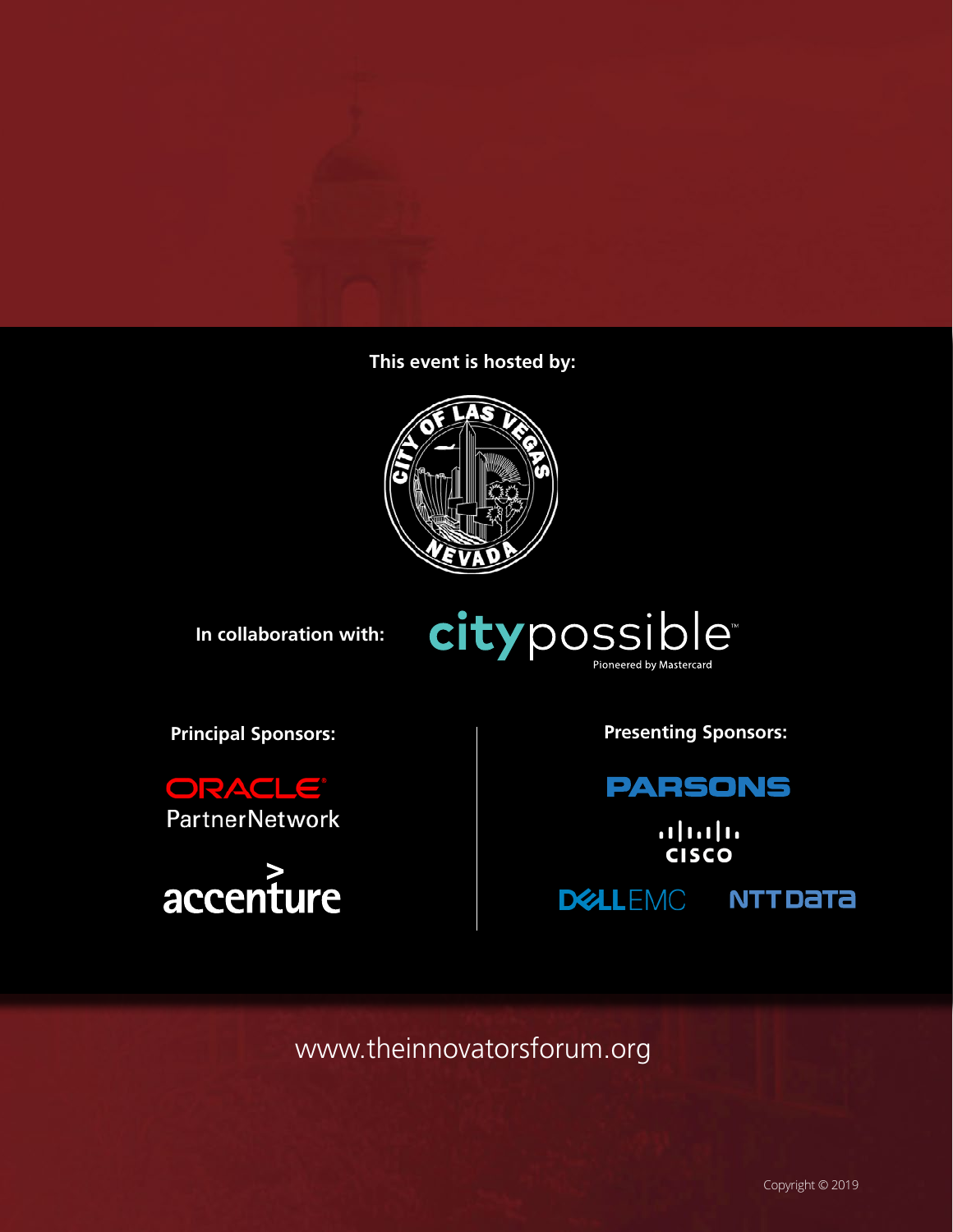**This event is hosted by:**

CITY OF LAS VEGAS NEVADA

**In collaboration with:**

citypossible™
Pioneered by Mastercard

**Principal Sponsors:**

ORACLE® PartnerNetwork

accenture

**Presenting Sponsors:**

PARSONS

cisco

DELL EMC

NTT DATA

www.theinnovatorsforum.org

Copyright © 2019